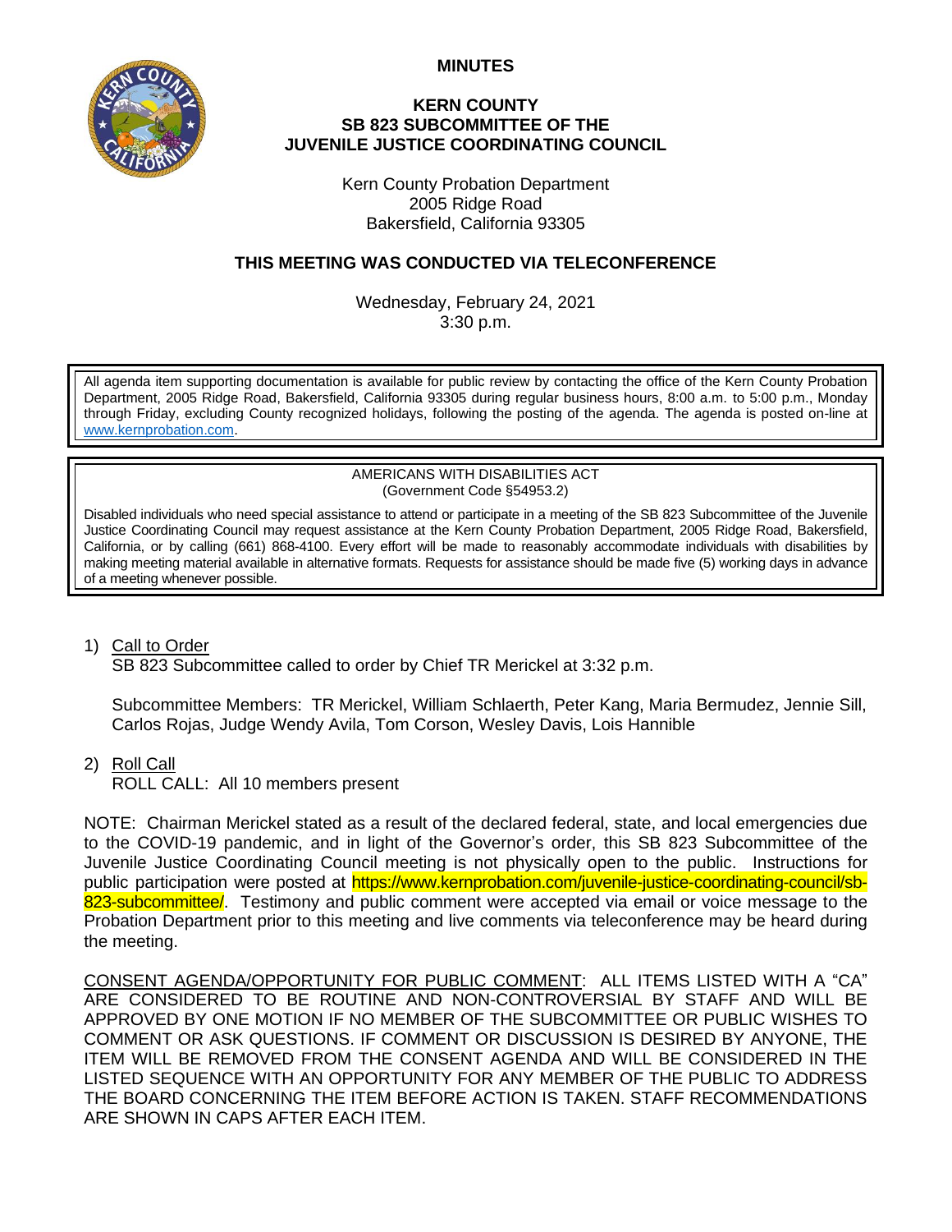**MINUTES**

# KERN COUNTY
# SB 823 SUBCOMMITTEE OF THE JUVENILE JUSTICE COORDINATING COUNCIL

Kern County Probation Department
2005 Ridge Road
Bakersfield, California 93305

## THIS MEETING WAS CONDUCTED VIA TELECONFERENCE

Wednesday, February 24, 2021
3:30 p.m.

All agenda item supporting documentation is available for public review by contacting the office of the Kern County Probation Department, 2005 Ridge Road, Bakersfield, California 93305 during regular business hours, 8:00 a.m. to 5:00 p.m., Monday through Friday, excluding County recognized holidays, following the posting of the agenda. The agenda is posted on-line at www.kernprobation.com.

AMERICANS WITH DISABILITIES ACT
(Government Code §54953.2)

Disabled individuals who need special assistance to attend or participate in a meeting of the SB 823 Subcommittee of the Juvenile Justice Coordinating Council may request assistance at the Kern County Probation Department, 2005 Ridge Road, Bakersfield, California, or by calling (661) 868-4100. Every effort will be made to reasonably accommodate individuals with disabilities by making meeting material available in alternative formats. Requests for assistance should be made five (5) working days in advance of a meeting whenever possible.

1) Call to Order
   SB 823 Subcommittee called to order by Chief TR Merickel at 3:32 p.m.

   Subcommittee Members: TR Merickel, William Schlaerth, Peter Kang, Maria Bermudez, Jennie Sill, Carlos Rojas, Judge Wendy Avila, Tom Corson, Wesley Davis, Lois Hannible

2) Roll Call
   ROLL CALL: All 10 members present

NOTE: Chairman Merickel stated as a result of the declared federal, state, and local emergencies due to the COVID-19 pandemic, and in light of the Governor's order, this SB 823 Subcommittee of the Juvenile Justice Coordinating Council meeting is not physically open to the public. Instructions for public participation were posted at https://www.kernprobation.com/juvenile-justice-coordinating-council/sb-823-subcommittee/. Testimony and public comment were accepted via email or voice message to the Probation Department prior to this meeting and live comments via teleconference may be heard during the meeting.

CONSENT AGENDA/OPPORTUNITY FOR PUBLIC COMMENT: ALL ITEMS LISTED WITH A "CA" ARE CONSIDERED TO BE ROUTINE AND NON-CONTROVERSIAL BY STAFF AND WILL BE APPROVED BY ONE MOTION IF NO MEMBER OF THE SUBCOMMITTEE OR PUBLIC WISHES TO COMMENT OR ASK QUESTIONS. IF COMMENT OR DISCUSSION IS DESIRED BY ANYONE, THE ITEM WILL BE REMOVED FROM THE CONSENT AGENDA AND WILL BE CONSIDERED IN THE LISTED SEQUENCE WITH AN OPPORTUNITY FOR ANY MEMBER OF THE PUBLIC TO ADDRESS THE BOARD CONCERNING THE ITEM BEFORE ACTION IS TAKEN. STAFF RECOMMENDATIONS ARE SHOWN IN CAPS AFTER EACH ITEM.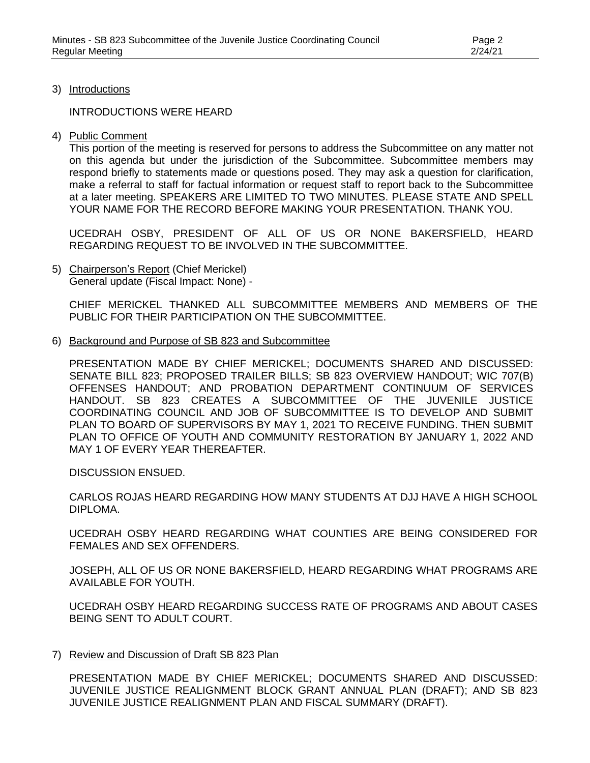3) Introductions

INTRODUCTIONS WERE HEARD

4) Public Comment

This portion of the meeting is reserved for persons to address the Subcommittee on any matter not on this agenda but under the jurisdiction of the Subcommittee. Subcommittee members may respond briefly to statements made or questions posed. They may ask a question for clarification, make a referral to staff for factual information or request staff to report back to the Subcommittee at a later meeting. SPEAKERS ARE LIMITED TO TWO MINUTES. PLEASE STATE AND SPELL YOUR NAME FOR THE RECORD BEFORE MAKING YOUR PRESENTATION. THANK YOU.

UCEDRAH OSBY, PRESIDENT OF ALL OF US OR NONE BAKERSFIELD, HEARD REGARDING REQUEST TO BE INVOLVED IN THE SUBCOMMITTEE.

5) Chairperson's Report (Chief Merickel)
General update (Fiscal Impact: None) -

CHIEF MERICKEL THANKED ALL SUBCOMMITTEE MEMBERS AND MEMBERS OF THE PUBLIC FOR THEIR PARTICIPATION ON THE SUBCOMMITTEE.

6) Background and Purpose of SB 823 and Subcommittee

PRESENTATION MADE BY CHIEF MERICKEL; DOCUMENTS SHARED AND DISCUSSED: SENATE BILL 823; PROPOSED TRAILER BILLS; SB 823 OVERVIEW HANDOUT; WIC 707(B) OFFENSES HANDOUT; AND PROBATION DEPARTMENT CONTINUUM OF SERVICES HANDOUT. SB 823 CREATES A SUBCOMMITTEE OF THE JUVENILE JUSTICE COORDINATING COUNCIL AND JOB OF SUBCOMMITTEE IS TO DEVELOP AND SUBMIT PLAN TO BOARD OF SUPERVISORS BY MAY 1, 2021 TO RECEIVE FUNDING. THEN SUBMIT PLAN TO OFFICE OF YOUTH AND COMMUNITY RESTORATION BY JANUARY 1, 2022 AND MAY 1 OF EVERY YEAR THEREAFTER.

DISCUSSION ENSUED.

CARLOS ROJAS HEARD REGARDING HOW MANY STUDENTS AT DJJ HAVE A HIGH SCHOOL DIPLOMA.

UCEDRAH OSBY HEARD REGARDING WHAT COUNTIES ARE BEING CONSIDERED FOR FEMALES AND SEX OFFENDERS.

JOSEPH, ALL OF US OR NONE BAKERSFIELD, HEARD REGARDING WHAT PROGRAMS ARE AVAILABLE FOR YOUTH.

UCEDRAH OSBY HEARD REGARDING SUCCESS RATE OF PROGRAMS AND ABOUT CASES BEING SENT TO ADULT COURT.

7) Review and Discussion of Draft SB 823 Plan

PRESENTATION MADE BY CHIEF MERICKEL; DOCUMENTS SHARED AND DISCUSSED: JUVENILE JUSTICE REALIGNMENT BLOCK GRANT ANNUAL PLAN (DRAFT); AND SB 823 JUVENILE JUSTICE REALIGNMENT PLAN AND FISCAL SUMMARY (DRAFT).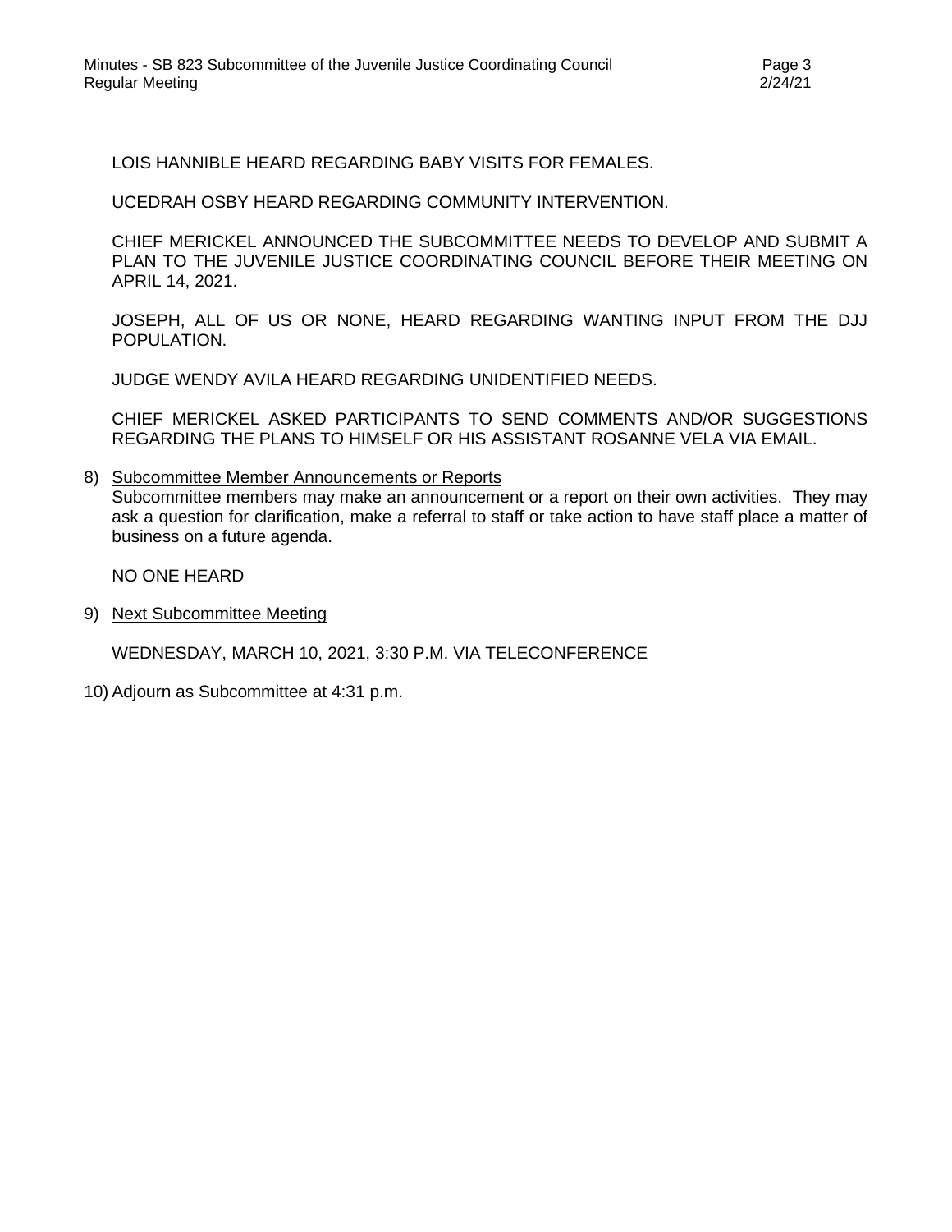LOIS HANNIBLE HEARD REGARDING BABY VISITS FOR FEMALES.

UCEDRAH OSBY HEARD REGARDING COMMUNITY INTERVENTION.

CHIEF MERICKEL ANNOUNCED THE SUBCOMMITTEE NEEDS TO DEVELOP AND SUBMIT A PLAN TO THE JUVENILE JUSTICE COORDINATING COUNCIL BEFORE THEIR MEETING ON APRIL 14, 2021.

JOSEPH, ALL OF US OR NONE, HEARD REGARDING WANTING INPUT FROM THE DJJ POPULATION.

JUDGE WENDY AVILA HEARD REGARDING UNIDENTIFIED NEEDS.

CHIEF MERICKEL ASKED PARTICIPANTS TO SEND COMMENTS AND/OR SUGGESTIONS REGARDING THE PLANS TO HIMSELF OR HIS ASSISTANT ROSANNE VELA VIA EMAIL.

8) Subcommittee Member Announcements or Reports

   Subcommittee members may make an announcement or a report on their own activities. They may ask a question for clarification, make a referral to staff or take action to have staff place a matter of business on a future agenda.

   NO ONE HEARD

9) Next Subcommittee Meeting

   WEDNESDAY, MARCH 10, 2021, 3:30 P.M. VIA TELECONFERENCE

10) Adjourn as Subcommittee at 4:31 p.m.